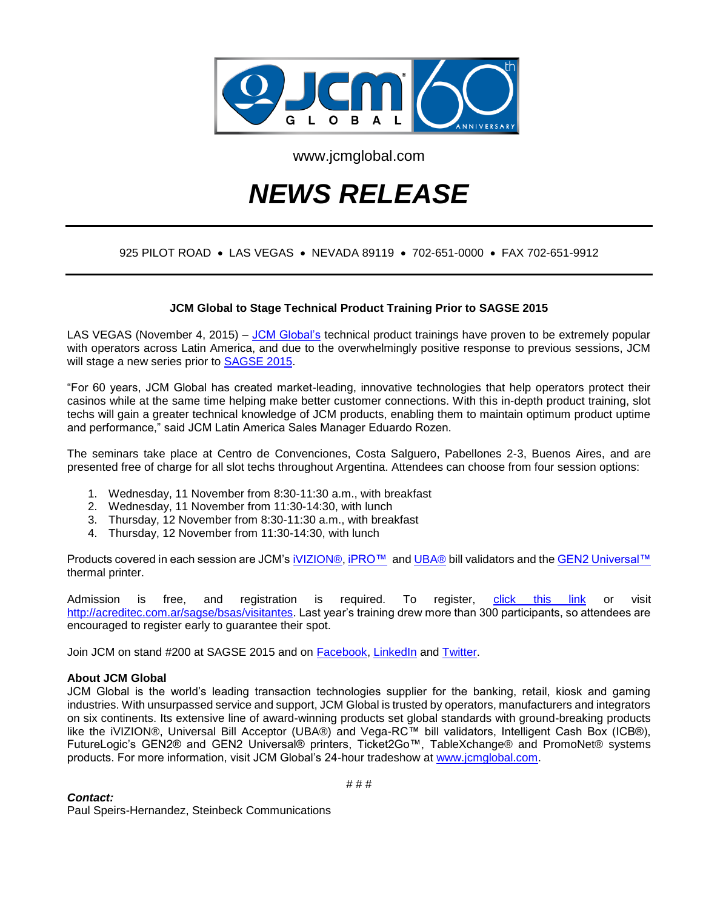www.jcmglobal.com

# *NEWS RELEASE*

925 PILOT ROAD • LAS VEGAS • NEVADA 89119 • 702-651-0000 • FAX 702-651-9912

**JCM Global to Stage Technical Product Training Prior to SAGSE 2015**

LAS VEGAS (November 4, 2015) – JCM Global's technical product trainings have proven to be extremely popular with operators across Latin America, and due to the overwhelmingly positive response to previous sessions, JCM will stage a new series prior to SAGSE 2015.

"For 60 years, JCM Global has created market-leading, innovative technologies that help operators protect their casinos while at the same time helping make better customer connections. With this in-depth product training, slot techs will gain a greater technical knowledge of JCM products, enabling them to maintain optimum product uptime and performance," said JCM Latin America Sales Manager Eduardo Rozen.

The seminars take place at Centro de Convenciones, Costa Salguero, Pabellones 2-3, Buenos Aires, and are presented free of charge for all slot techs throughout Argentina. Attendees can choose from four session options:

1. Wednesday, 11 November from 8:30-11:30 a.m., with breakfast
2. Wednesday, 11 November from 11:30-14:30, with lunch
3. Thursday, 12 November from 8:30-11:30 a.m., with breakfast
4. Thursday, 12 November from 11:30-14:30, with lunch

Products covered in each session are JCM's iVIZION®, iPRO™ and UBA® bill validators and the GEN2 Universal™ thermal printer.

Admission is free, and registration is required. To register, click this link or visit http://acreditec.com.ar/sagse/bsas/visitantes. Last year's training drew more than 300 participants, so attendees are encouraged to register early to guarantee their spot.

Join JCM on stand #200 at SAGSE 2015 and on Facebook, LinkedIn and Twitter.

**About JCM Global**
JCM Global is the world's leading transaction technologies supplier for the banking, retail, kiosk and gaming industries. With unsurpassed service and support, JCM Global is trusted by operators, manufacturers and integrators on six continents. Its extensive line of award-winning products set global standards with ground-breaking products like the iVIZION®, Universal Bill Acceptor (UBA®) and Vega-RC™ bill validators, Intelligent Cash Box (ICB®), FutureLogic's GEN2® and GEN2 Universal® printers, Ticket2Go™, TableXchange® and PromoNet® systems products. For more information, visit JCM Global's 24-hour tradeshow at www.jcmglobal.com.

# # #

***Contact:***
Paul Speirs-Hernandez, Steinbeck Communications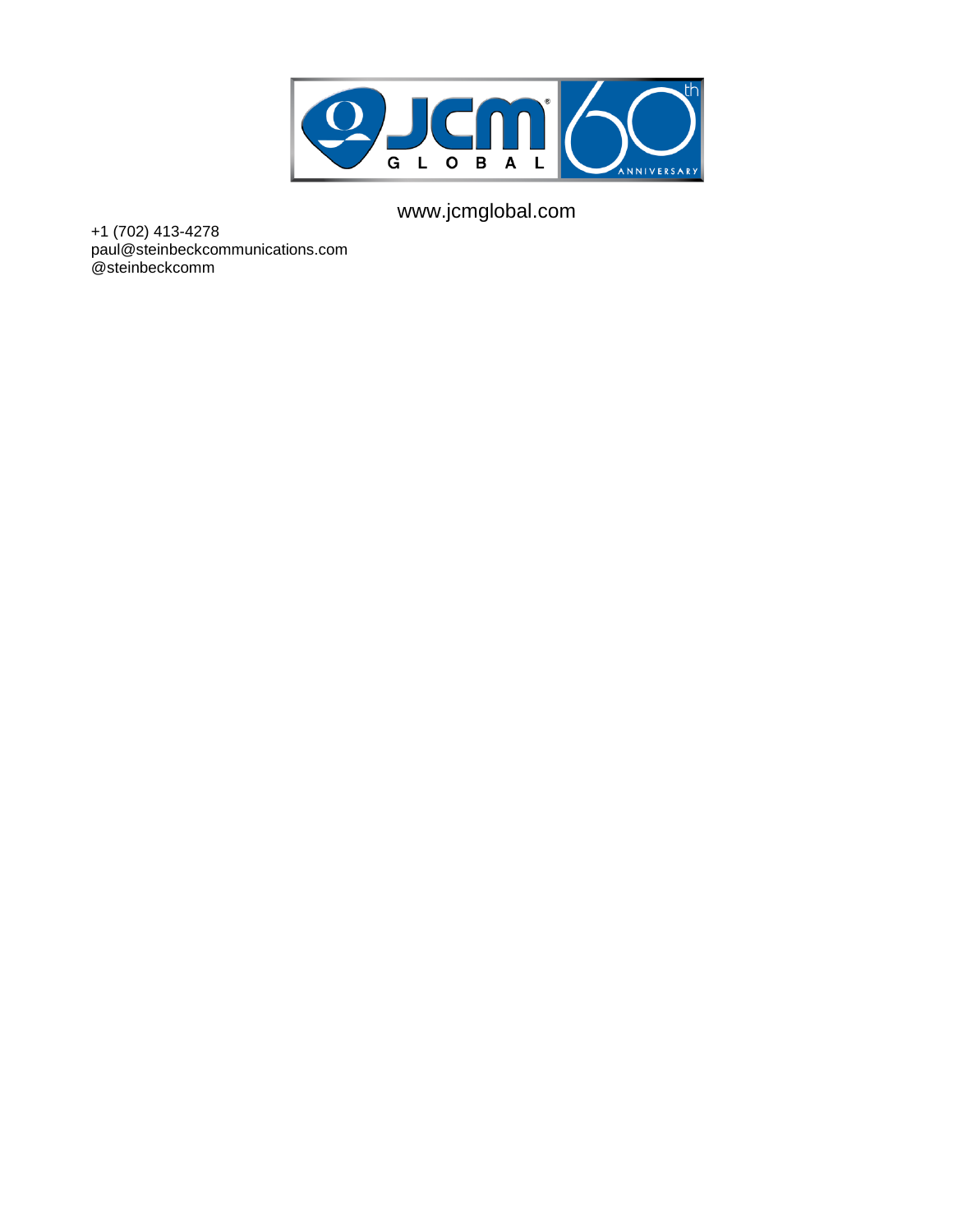www.jcmglobal.com

+1 (702) 413-4278
paul@steinbeckcommunications.com
@steinbeckcomm